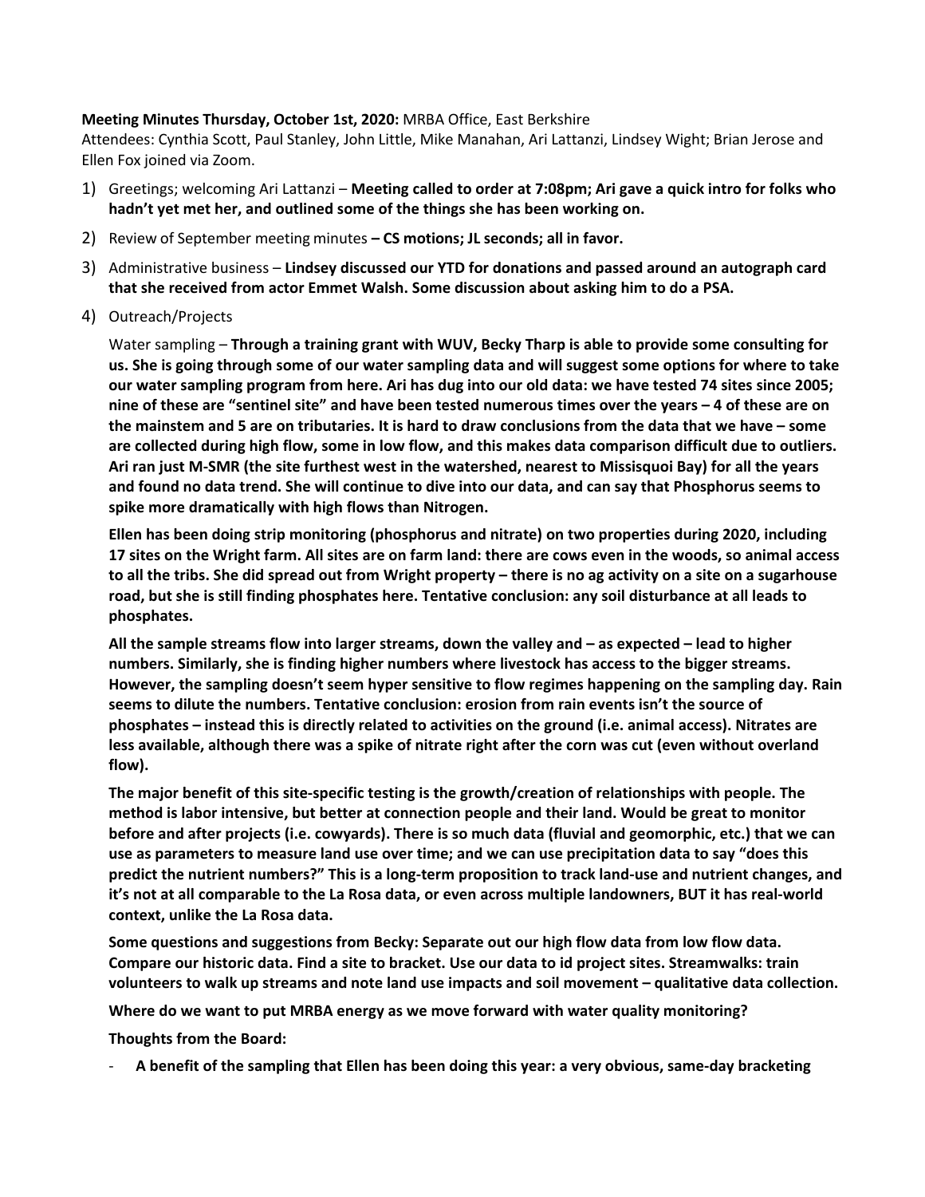**Meeting Minutes Thursday, October 1st, 2020:** MRBA Office, East Berkshire

Attendees: Cynthia Scott, Paul Stanley, John Little, Mike Manahan, Ari Lattanzi, Lindsey Wight; Brian Jerose and Ellen Fox joined via Zoom.

1) Greetings; welcoming Ari Lattanzi – **Meeting called to order at 7:08pm; Ari gave a quick intro for folks who hadn't yet met her, and outlined some of the things she has been working on.**

2) Review of September meeting minutes **– CS motions; JL seconds; all in favor.**

3) Administrative business – **Lindsey discussed our YTD for donations and passed around an autograph card that she received from actor Emmet Walsh. Some discussion about asking him to do a PSA.**

4) Outreach/Projects

   Water sampling – **Through a training grant with WUV, Becky Tharp is able to provide some consulting for us. She is going through some of our water sampling data and will suggest some options for where to take our water sampling program from here. Ari has dug into our old data: we have tested 74 sites since 2005; nine of these are "sentinel site" and have been tested numerous times over the years – 4 of these are on the mainstem and 5 are on tributaries. It is hard to draw conclusions from the data that we have – some are collected during high flow, some in low flow, and this makes data comparison difficult due to outliers. Ari ran just M-SMR (the site furthest west in the watershed, nearest to Missisquoi Bay) for all the years and found no data trend. She will continue to dive into our data, and can say that Phosphorus seems to spike more dramatically with high flows than Nitrogen.**

   **Ellen has been doing strip monitoring (phosphorus and nitrate) on two properties during 2020, including 17 sites on the Wright farm. All sites are on farm land: there are cows even in the woods, so animal access to all the tribs. She did spread out from Wright property – there is no ag activity on a site on a sugarhouse road, but she is still finding phosphates here. Tentative conclusion: any soil disturbance at all leads to phosphates.**

   **All the sample streams flow into larger streams, down the valley and – as expected – lead to higher numbers. Similarly, she is finding higher numbers where livestock has access to the bigger streams. However, the sampling doesn't seem hyper sensitive to flow regimes happening on the sampling day. Rain seems to dilute the numbers. Tentative conclusion: erosion from rain events isn't the source of phosphates – instead this is directly related to activities on the ground (i.e. animal access). Nitrates are less available, although there was a spike of nitrate right after the corn was cut (even without overland flow).**

   **The major benefit of this site-specific testing is the growth/creation of relationships with people. The method is labor intensive, but better at connection people and their land. Would be great to monitor before and after projects (i.e. cowyards). There is so much data (fluvial and geomorphic, etc.) that we can use as parameters to measure land use over time; and we can use precipitation data to say "does this predict the nutrient numbers?" This is a long-term proposition to track land-use and nutrient changes, and it's not at all comparable to the La Rosa data, or even across multiple landowners, BUT it has real-world context, unlike the La Rosa data.**

   **Some questions and suggestions from Becky: Separate out our high flow data from low flow data. Compare our historic data. Find a site to bracket. Use our data to id project sites. Streamwalks: train volunteers to walk up streams and note land use impacts and soil movement – qualitative data collection.**

   **Where do we want to put MRBA energy as we move forward with water quality monitoring?**

   **Thoughts from the Board:**

   - **A benefit of the sampling that Ellen has been doing this year: a very obvious, same-day bracketing**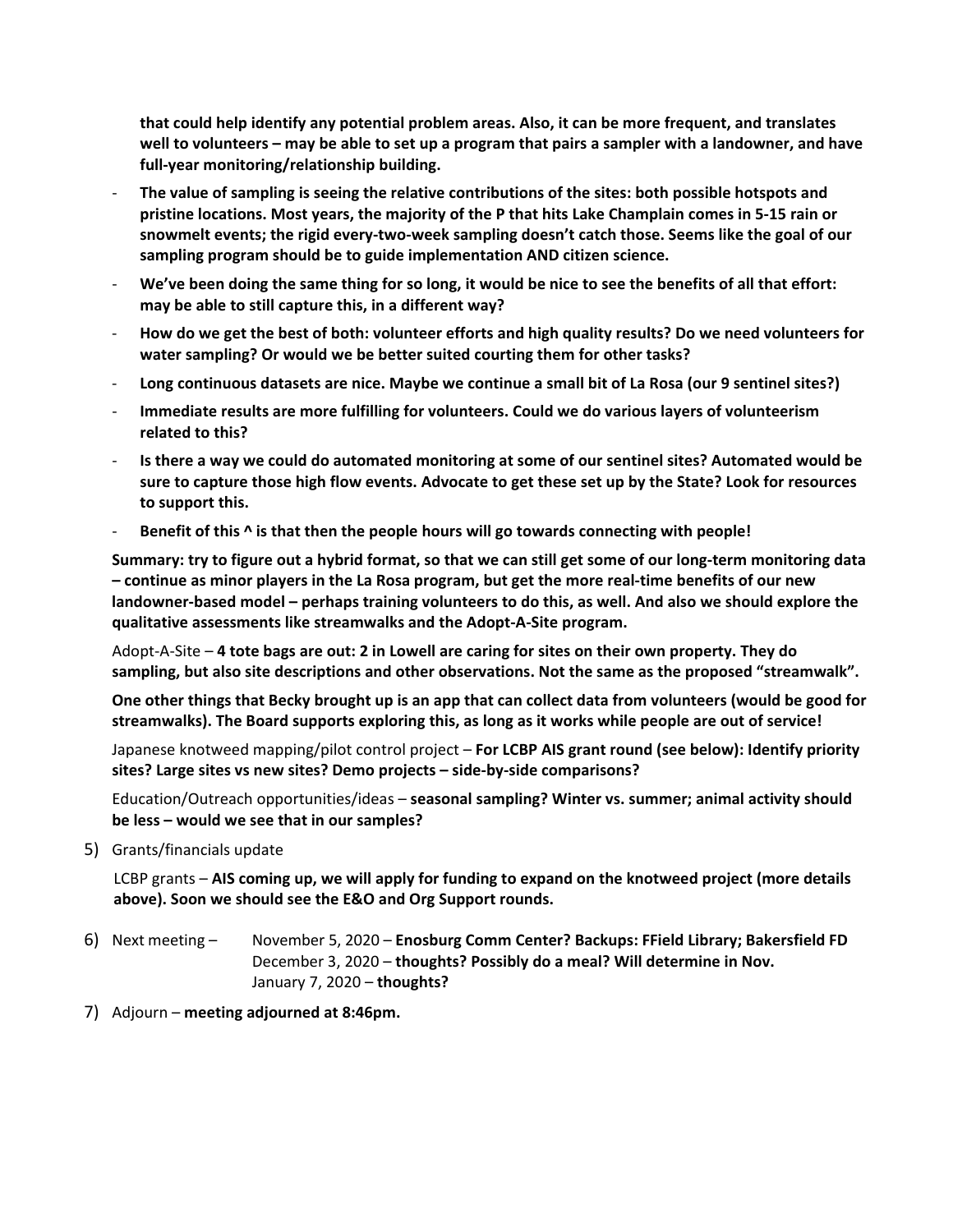**that could help identify any potential problem areas. Also, it can be more frequent, and translates well to volunteers – may be able to set up a program that pairs a sampler with a landowner, and have full-year monitoring/relationship building.**

- **The value of sampling is seeing the relative contributions of the sites: both possible hotspots and pristine locations. Most years, the majority of the P that hits Lake Champlain comes in 5-15 rain or snowmelt events; the rigid every-two-week sampling doesn't catch those. Seems like the goal of our sampling program should be to guide implementation AND citizen science.**
- **We've been doing the same thing for so long, it would be nice to see the benefits of all that effort: may be able to still capture this, in a different way?**
- **How do we get the best of both: volunteer efforts and high quality results? Do we need volunteers for water sampling? Or would we be better suited courting them for other tasks?**
- **Long continuous datasets are nice. Maybe we continue a small bit of La Rosa (our 9 sentinel sites?)**
- **Immediate results are more fulfilling for volunteers. Could we do various layers of volunteerism related to this?**
- **Is there a way we could do automated monitoring at some of our sentinel sites? Automated would be sure to capture those high flow events. Advocate to get these set up by the State? Look for resources to support this.**
- **Benefit of this ^ is that then the people hours will go towards connecting with people!**

**Summary: try to figure out a hybrid format, so that we can still get some of our long-term monitoring data – continue as minor players in the La Rosa program, but get the more real-time benefits of our new landowner-based model – perhaps training volunteers to do this, as well. And also we should explore the qualitative assessments like streamwalks and the Adopt-A-Site program.**

Adopt-A-Site – **4 tote bags are out: 2 in Lowell are caring for sites on their own property. They do sampling, but also site descriptions and other observations. Not the same as the proposed "streamwalk".**

**One other things that Becky brought up is an app that can collect data from volunteers (would be good for streamwalks). The Board supports exploring this, as long as it works while people are out of service!**

Japanese knotweed mapping/pilot control project – **For LCBP AIS grant round (see below): Identify priority sites? Large sites vs new sites? Demo projects – side-by-side comparisons?**

Education/Outreach opportunities/ideas – **seasonal sampling? Winter vs. summer; animal activity should be less – would we see that in our samples?**

5) Grants/financials update

   LCBP grants – **AIS coming up, we will apply for funding to expand on the knotweed project (more details above). Soon we should see the E&O and Org Support rounds.**

6) Next meeting – November 5, 2020 – **Enosburg Comm Center? Backups: FField Library; Bakersfield FD**
   December 3, 2020 – **thoughts? Possibly do a meal? Will determine in Nov.**
   January 7, 2020 – **thoughts?**

7) Adjourn – **meeting adjourned at 8:46pm.**